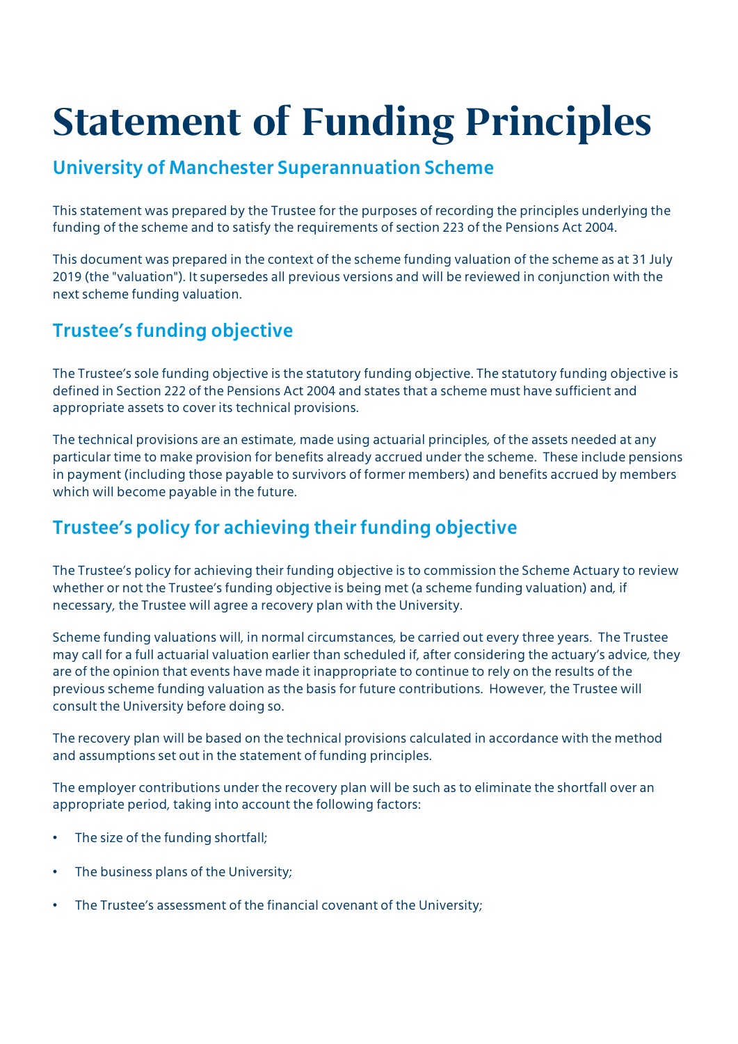# Statement of Funding Principles

## University of Manchester Superannuation Scheme

This statement was prepared by the Trustee for the purposes of recording the principles underlying the funding of the scheme and to satisfy the requirements of section 223 of the Pensions Act 2004.

This document was prepared in the context of the scheme funding valuation of the scheme as at 31 July 2019 (the "valuation"). It supersedes all previous versions and will be reviewed in conjunction with the next scheme funding valuation.

## Trustee's funding objective

The Trustee's sole funding objective is the statutory funding objective. The statutory funding objective is defined in Section 222 of the Pensions Act 2004 and states that a scheme must have sufficient and appropriate assets to cover its technical provisions.

The technical provisions are an estimate, made using actuarial principles, of the assets needed at any particular time to make provision for benefits already accrued under the scheme. These include pensions in payment (including those payable to survivors of former members) and benefits accrued by members which will become payable in the future.

## Trustee's policy for achieving their funding objective

The Trustee's policy for achieving their funding objective is to commission the Scheme Actuary to review whether or not the Trustee's funding objective is being met (a scheme funding valuation) and, if necessary, the Trustee will agree a recovery plan with the University.

Scheme funding valuations will, in normal circumstances, be carried out every three years. The Trustee may call for a full actuarial valuation earlier than scheduled if, after considering the actuary's advice, they are of the opinion that events have made it inappropriate to continue to rely on the results of the previous scheme funding valuation as the basis for future contributions. However, the Trustee will consult the University before doing so.

The recovery plan will be based on the technical provisions calculated in accordance with the method and assumptions set out in the statement of funding principles.

The employer contributions under the recovery plan will be such as to eliminate the shortfall over an appropriate period, taking into account the following factors:

- The size of the funding shortfall;
- The business plans of the University;
- The Trustee's assessment of the financial covenant of the University;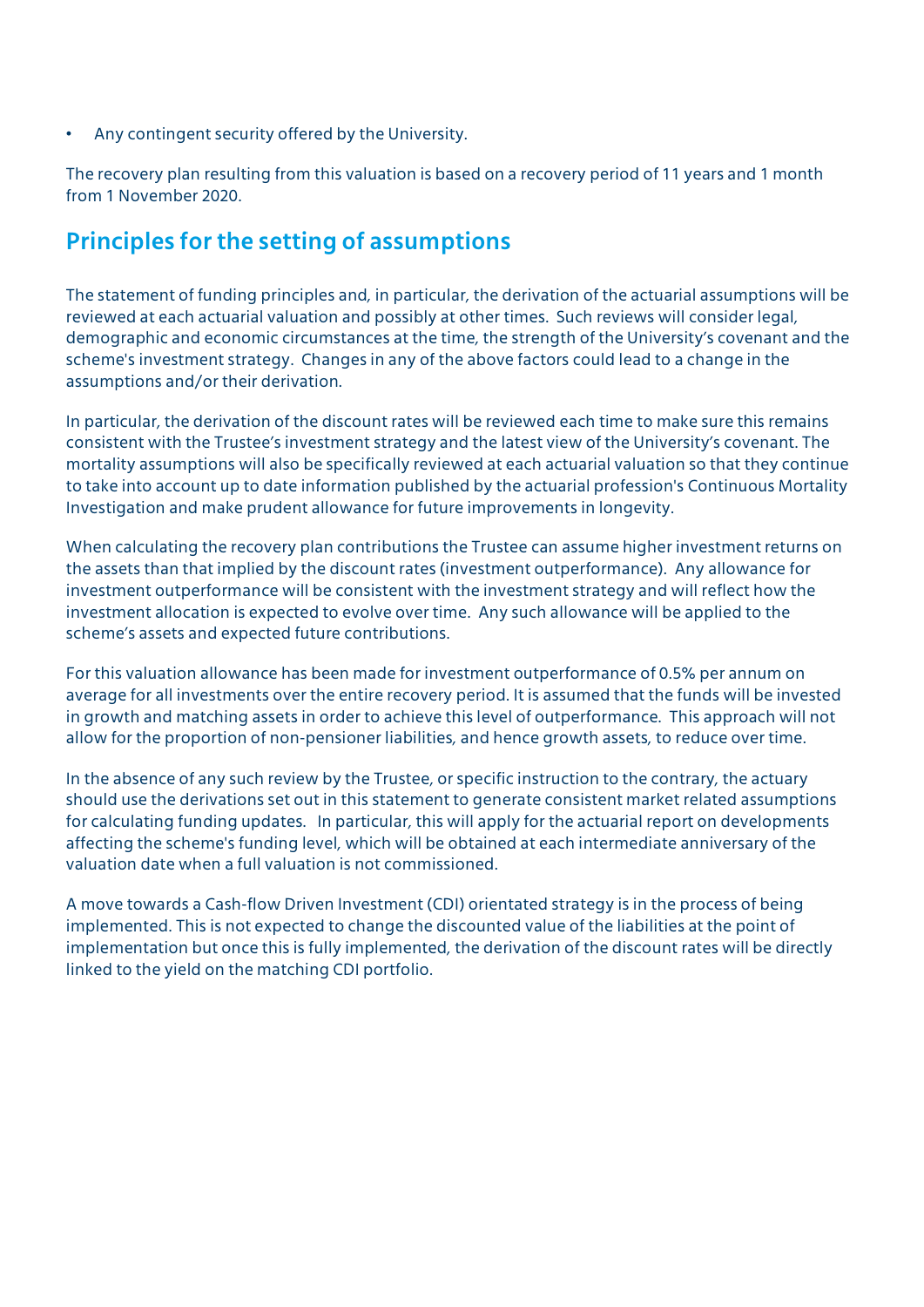- Any contingent security offered by the University.

The recovery plan resulting from this valuation is based on a recovery period of 11 years and 1 month from 1 November 2020.

## Principles for the setting of assumptions

The statement of funding principles and, in particular, the derivation of the actuarial assumptions will be reviewed at each actuarial valuation and possibly at other times. Such reviews will consider legal, demographic and economic circumstances at the time, the strength of the University's covenant and the scheme's investment strategy. Changes in any of the above factors could lead to a change in the assumptions and/or their derivation.

In particular, the derivation of the discount rates will be reviewed each time to make sure this remains consistent with the Trustee's investment strategy and the latest view of the University's covenant. The mortality assumptions will also be specifically reviewed at each actuarial valuation so that they continue to take into account up to date information published by the actuarial profession's Continuous Mortality Investigation and make prudent allowance for future improvements in longevity.

When calculating the recovery plan contributions the Trustee can assume higher investment returns on the assets than that implied by the discount rates (investment outperformance). Any allowance for investment outperformance will be consistent with the investment strategy and will reflect how the investment allocation is expected to evolve over time. Any such allowance will be applied to the scheme's assets and expected future contributions.

For this valuation allowance has been made for investment outperformance of 0.5% per annum on average for all investments over the entire recovery period. It is assumed that the funds will be invested in growth and matching assets in order to achieve this level of outperformance. This approach will not allow for the proportion of non-pensioner liabilities, and hence growth assets, to reduce over time.

In the absence of any such review by the Trustee, or specific instruction to the contrary, the actuary should use the derivations set out in this statement to generate consistent market related assumptions for calculating funding updates. In particular, this will apply for the actuarial report on developments affecting the scheme's funding level, which will be obtained at each intermediate anniversary of the valuation date when a full valuation is not commissioned.

A move towards a Cash-flow Driven Investment (CDI) orientated strategy is in the process of being implemented. This is not expected to change the discounted value of the liabilities at the point of implementation but once this is fully implemented, the derivation of the discount rates will be directly linked to the yield on the matching CDI portfolio.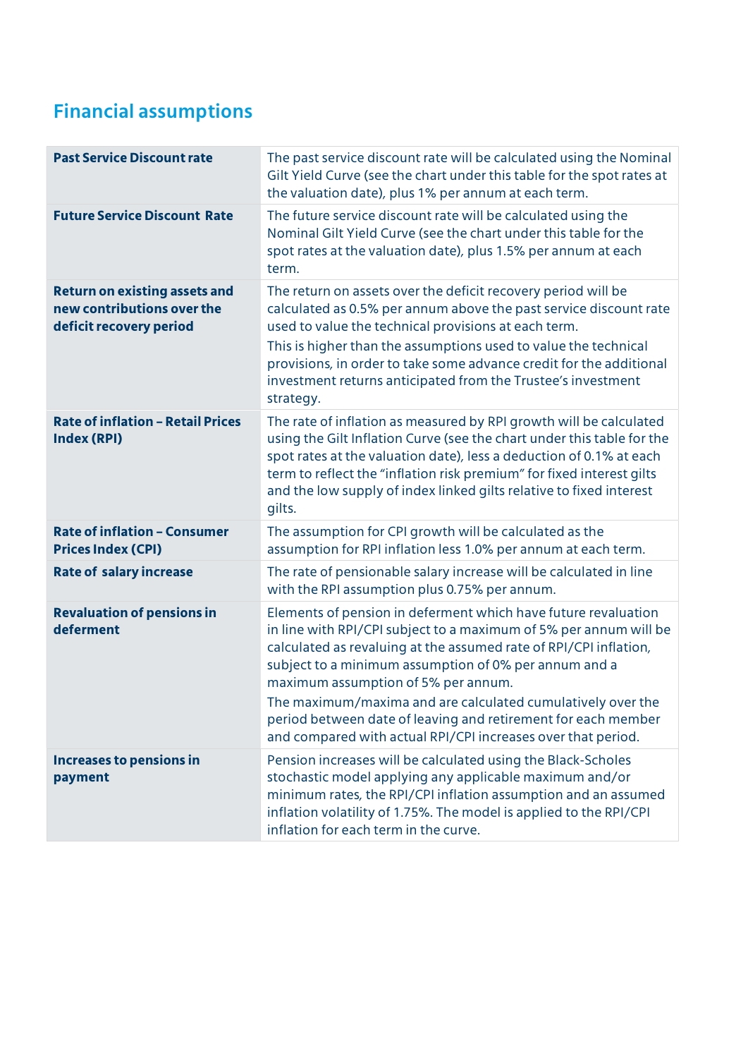## Financial assumptions

| | |
|---|---|
| **Past Service Discount rate** | The past service discount rate will be calculated using the Nominal Gilt Yield Curve (see the chart under this table for the spot rates at the valuation date), plus 1% per annum at each term. |
| **Future Service Discount Rate** | The future service discount rate will be calculated using the Nominal Gilt Yield Curve (see the chart under this table for the spot rates at the valuation date), plus 1.5% per annum at each term. |
| **Return on existing assets and new contributions over the deficit recovery period** | The return on assets over the deficit recovery period will be calculated as 0.5% per annum above the past service discount rate used to value the technical provisions at each term.<br>This is higher than the assumptions used to value the technical provisions, in order to take some advance credit for the additional investment returns anticipated from the Trustee's investment strategy. |
| **Rate of inflation – Retail Prices Index (RPI)** | The rate of inflation as measured by RPI growth will be calculated using the Gilt Inflation Curve (see the chart under this table for the spot rates at the valuation date), less a deduction of 0.1% at each term to reflect the "inflation risk premium" for fixed interest gilts and the low supply of index linked gilts relative to fixed interest gilts. |
| **Rate of inflation – Consumer Prices Index (CPI)** | The assumption for CPI growth will be calculated as the assumption for RPI inflation less 1.0% per annum at each term. |
| **Rate of salary increase** | The rate of pensionable salary increase will be calculated in line with the RPI assumption plus 0.75% per annum. |
| **Revaluation of pensions in deferment** | Elements of pension in deferment which have future revaluation in line with RPI/CPI subject to a maximum of 5% per annum will be calculated as revaluing at the assumed rate of RPI/CPI inflation, subject to a minimum assumption of 0% per annum and a maximum assumption of 5% per annum.<br>The maximum/maxima and are calculated cumulatively over the period between date of leaving and retirement for each member and compared with actual RPI/CPI increases over that period. |
| **Increases to pensions in payment** | Pension increases will be calculated using the Black-Scholes stochastic model applying any applicable maximum and/or minimum rates, the RPI/CPI inflation assumption and an assumed inflation volatility of 1.75%. The model is applied to the RPI/CPI inflation for each term in the curve. |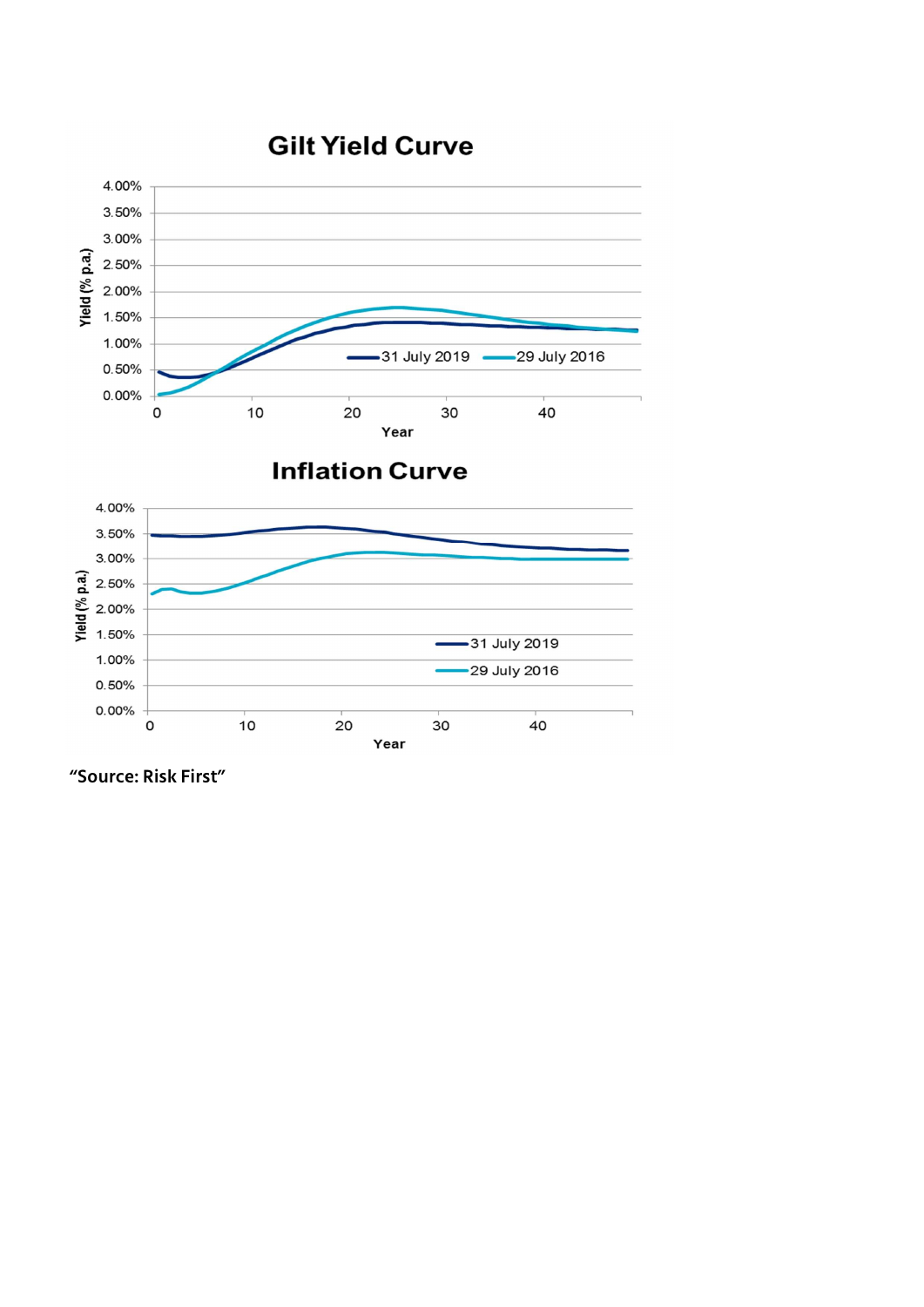## Gilt Yield Curve

## Inflation Curve

"Source: Risk First"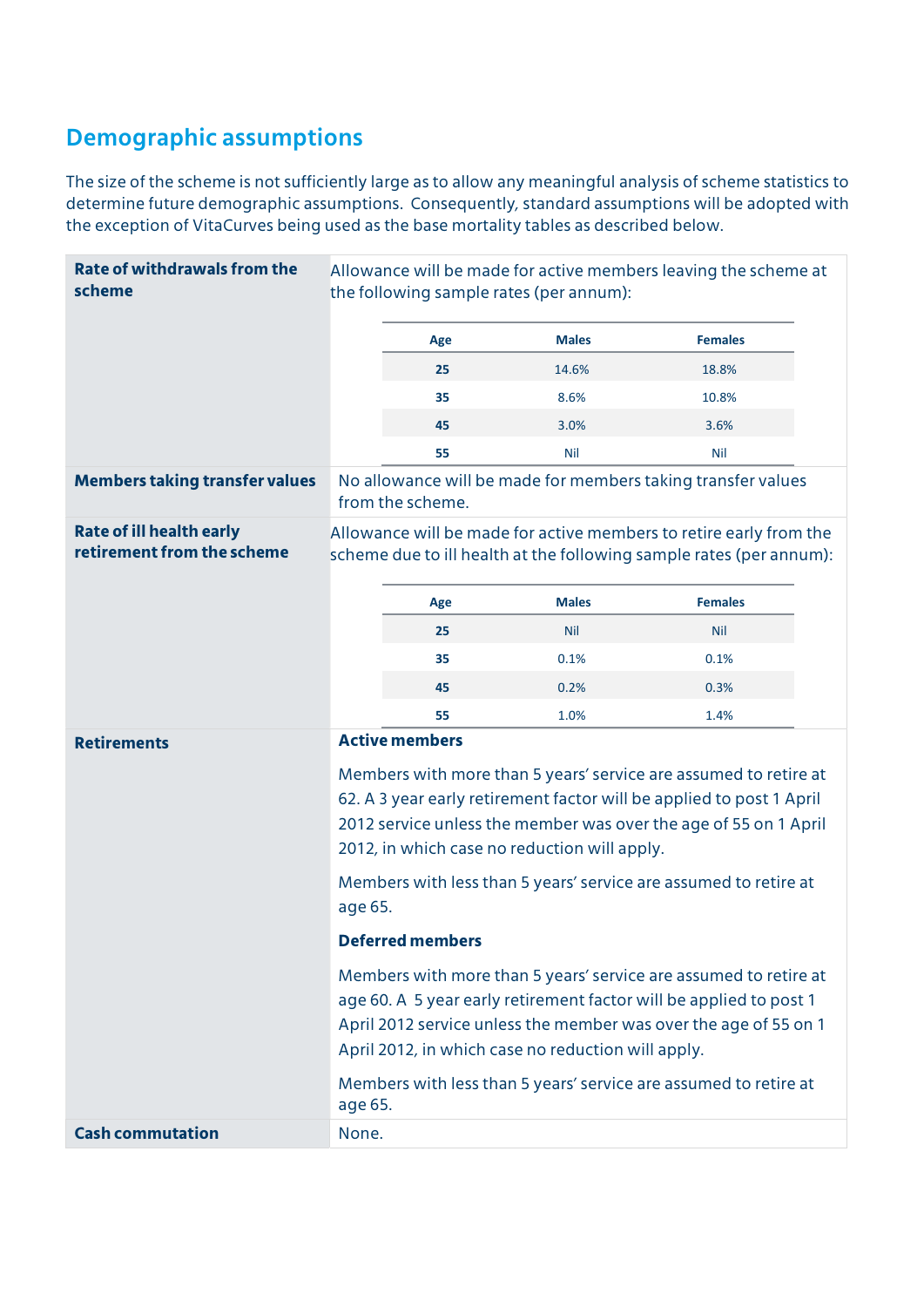## Demographic assumptions

The size of the scheme is not sufficiently large as to allow any meaningful analysis of scheme statistics to determine future demographic assumptions. Consequently, standard assumptions will be adopted with the exception of VitaCurves being used as the base mortality tables as described below.

**Rate of withdrawals from the scheme**

Allowance will be made for active members leaving the scheme at the following sample rates (per annum):

| Age | Males | Females |
|---|---|---|
| **25** | 14.6% | 18.8% |
| **35** | 8.6% | 10.8% |
| **45** | 3.0% | 3.6% |
| **55** | Nil | Nil |

**Members taking transfer values**

No allowance will be made for members taking transfer values from the scheme.

**Rate of ill health early retirement from the scheme**

Allowance will be made for active members to retire early from the scheme due to ill health at the following sample rates (per annum):

| Age | Males | Females |
|---|---|---|
| **25** | Nil | Nil |
| **35** | 0.1% | 0.1% |
| **45** | 0.2% | 0.3% |
| **55** | 1.0% | 1.4% |

**Retirements**

**Active members**

Members with more than 5 years' service are assumed to retire at 62. A 3 year early retirement factor will be applied to post 1 April 2012 service unless the member was over the age of 55 on 1 April 2012, in which case no reduction will apply.

Members with less than 5 years' service are assumed to retire at age 65.

**Deferred members**

Members with more than 5 years' service are assumed to retire at age 60. A 5 year early retirement factor will be applied to post 1 April 2012 service unless the member was over the age of 55 on 1 April 2012, in which case no reduction will apply.

Members with less than 5 years' service are assumed to retire at age 65.

**Cash commutation**

None.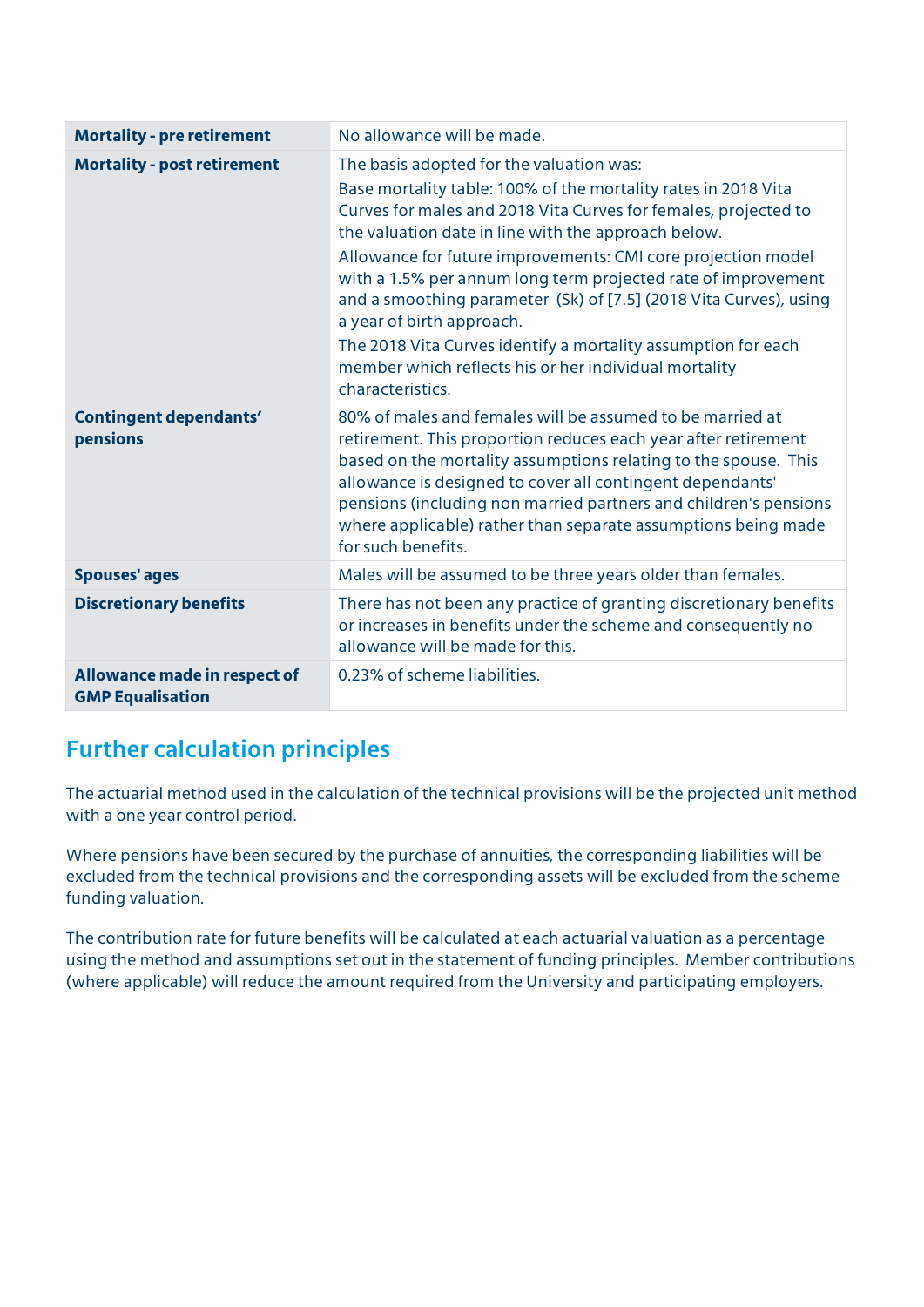| | |
|---|---|
| **Mortality - pre retirement** | No allowance will be made. |
| **Mortality - post retirement** | The basis adopted for the valuation was:<br>Base mortality table: 100% of the mortality rates in 2018 Vita Curves for males and 2018 Vita Curves for females, projected to the valuation date in line with the approach below.<br>Allowance for future improvements: CMI core projection model with a 1.5% per annum long term projected rate of improvement and a smoothing parameter (Sk) of [7.5] (2018 Vita Curves), using a year of birth approach.<br>The 2018 Vita Curves identify a mortality assumption for each member which reflects his or her individual mortality characteristics. |
| **Contingent dependants' pensions** | 80% of males and females will be assumed to be married at retirement. This proportion reduces each year after retirement based on the mortality assumptions relating to the spouse. This allowance is designed to cover all contingent dependants' pensions (including non married partners and children's pensions where applicable) rather than separate assumptions being made for such benefits. |
| **Spouses' ages** | Males will be assumed to be three years older than females. |
| **Discretionary benefits** | There has not been any practice of granting discretionary benefits or increases in benefits under the scheme and consequently no allowance will be made for this. |
| **Allowance made in respect of GMP Equalisation** | 0.23% of scheme liabilities. |

## Further calculation principles

The actuarial method used in the calculation of the technical provisions will be the projected unit method with a one year control period.

Where pensions have been secured by the purchase of annuities, the corresponding liabilities will be excluded from the technical provisions and the corresponding assets will be excluded from the scheme funding valuation.

The contribution rate for future benefits will be calculated at each actuarial valuation as a percentage using the method and assumptions set out in the statement of funding principles. Member contributions (where applicable) will reduce the amount required from the University and participating employers.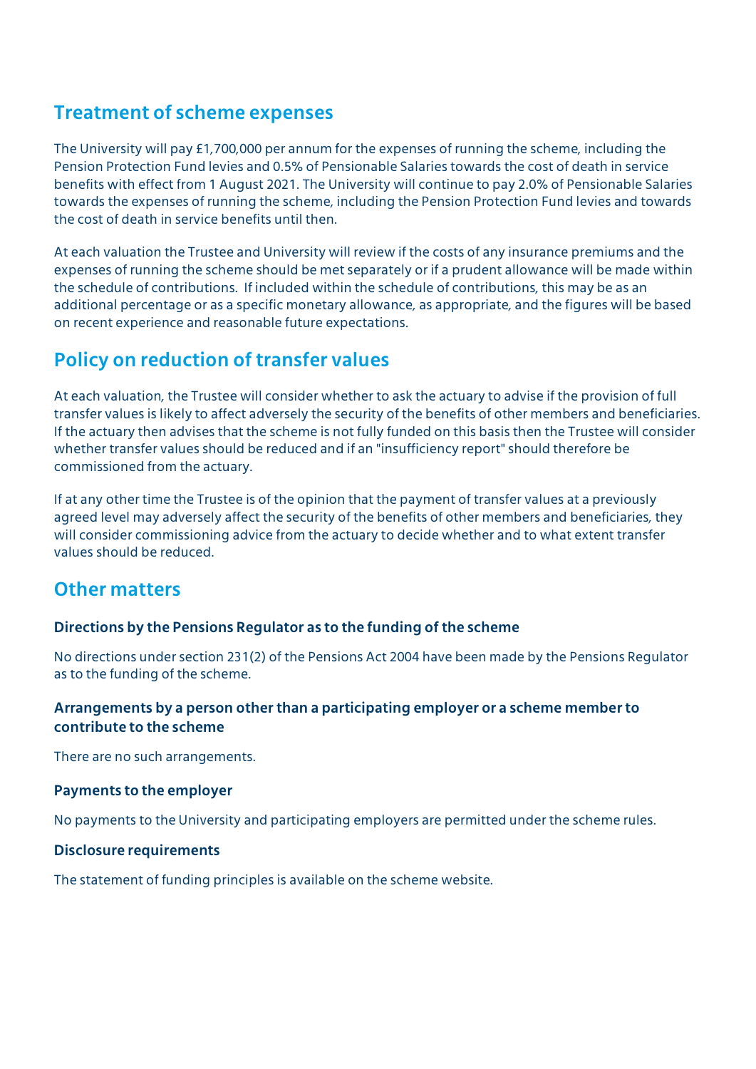## Treatment of scheme expenses

The University will pay £1,700,000 per annum for the expenses of running the scheme, including the Pension Protection Fund levies and 0.5% of Pensionable Salaries towards the cost of death in service benefits with effect from 1 August 2021. The University will continue to pay 2.0% of Pensionable Salaries towards the expenses of running the scheme, including the Pension Protection Fund levies and towards the cost of death in service benefits until then.

At each valuation the Trustee and University will review if the costs of any insurance premiums and the expenses of running the scheme should be met separately or if a prudent allowance will be made within the schedule of contributions. If included within the schedule of contributions, this may be as an additional percentage or as a specific monetary allowance, as appropriate, and the figures will be based on recent experience and reasonable future expectations.

## Policy on reduction of transfer values

At each valuation, the Trustee will consider whether to ask the actuary to advise if the provision of full transfer values is likely to affect adversely the security of the benefits of other members and beneficiaries. If the actuary then advises that the scheme is not fully funded on this basis then the Trustee will consider whether transfer values should be reduced and if an "insufficiency report" should therefore be commissioned from the actuary.

If at any other time the Trustee is of the opinion that the payment of transfer values at a previously agreed level may adversely affect the security of the benefits of other members and beneficiaries, they will consider commissioning advice from the actuary to decide whether and to what extent transfer values should be reduced.

## Other matters

### Directions by the Pensions Regulator as to the funding of the scheme

No directions under section 231(2) of the Pensions Act 2004 have been made by the Pensions Regulator as to the funding of the scheme.

### Arrangements by a person other than a participating employer or a scheme member to contribute to the scheme

There are no such arrangements.

### Payments to the employer

No payments to the University and participating employers are permitted under the scheme rules.

### Disclosure requirements

The statement of funding principles is available on the scheme website.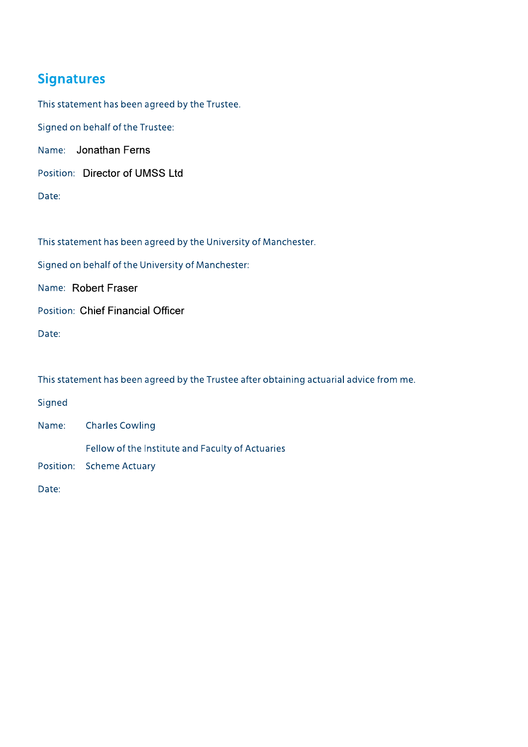## Signatures

This statement has been agreed by the Trustee.

Signed on behalf of the Trustee:

Name: Jonathan Ferns

Position: Director of UMSS Ltd

Date:

This statement has been agreed by the University of Manchester.

Signed on behalf of the University of Manchester:

Name: Robert Fraser

Position: Chief Financial Officer

Date:

This statement has been agreed by the Trustee after obtaining actuarial advice from me.

Signed

Name: Charles Cowling

Fellow of the Institute and Faculty of Actuaries

Position: Scheme Actuary

Date: